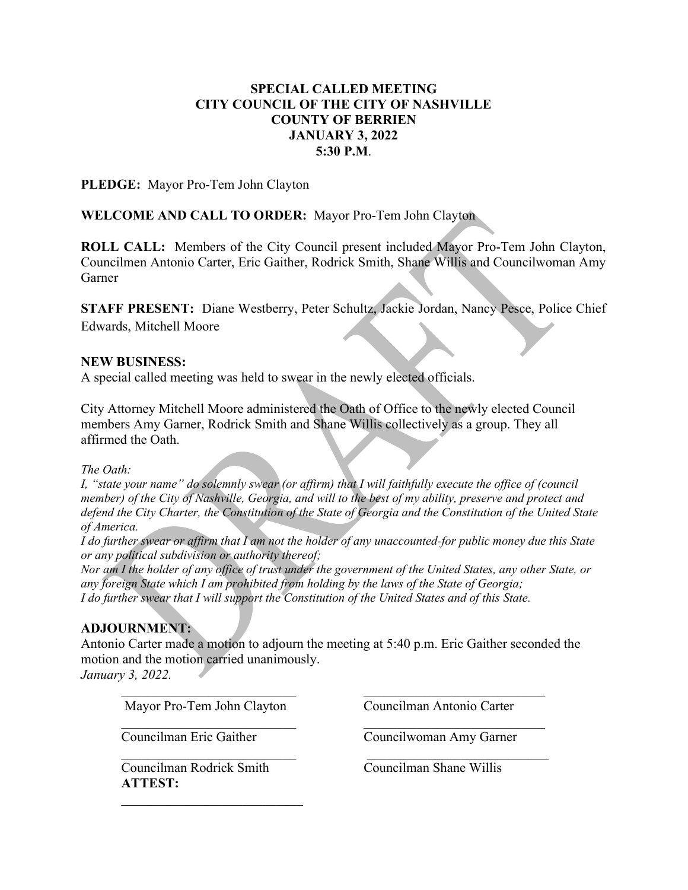**SPECIAL CALLED MEETING**
**CITY COUNCIL OF THE CITY OF NASHVILLE**
**COUNTY OF BERRIEN**
**JANUARY 3, 2022**
**5:30 P.M**.

**PLEDGE:** Mayor Pro-Tem John Clayton

**WELCOME AND CALL TO ORDER:** Mayor Pro-Tem John Clayton

**ROLL CALL:** Members of the City Council present included Mayor Pro-Tem John Clayton, Councilmen Antonio Carter, Eric Gaither, Rodrick Smith, Shane Willis and Councilwoman Amy Garner

**STAFF PRESENT:** Diane Westberry, Peter Schultz, Jackie Jordan, Nancy Pesce, Police Chief Edwards, Mitchell Moore

**NEW BUSINESS:**
A special called meeting was held to swear in the newly elected officials.

City Attorney Mitchell Moore administered the Oath of Office to the newly elected Council members Amy Garner, Rodrick Smith and Shane Willis collectively as a group. They all affirmed the Oath.

*The Oath:*
*I, "state your name" do solemnly swear (or affirm) that I will faithfully execute the office of (council member) of the City of Nashville, Georgia, and will to the best of my ability, preserve and protect and defend the City Charter, the Constitution of the State of Georgia and the Constitution of the United State of America.*
*I do further swear or affirm that I am not the holder of any unaccounted-for public money due this State or any political subdivision or authority thereof;*
*Nor am I the holder of any office of trust under the government of the United States, any other State, or any foreign State which I am prohibited from holding by the laws of the State of Georgia;*
*I do further swear that I will support the Constitution of the United States and of this State.*

**ADJOURNMENT:**
Antonio Carter made a motion to adjourn the meeting at 5:40 p.m. Eric Gaither seconded the motion and the motion carried unanimously.
*January 3, 2022.*

\_\_\_\_\_\_\_\_\_\_\_\_\_\_\_\_\_\_\_\_\_\_\_\_\_\_\_
Mayor Pro-Tem John Clayton

\_\_\_\_\_\_\_\_\_\_\_\_\_\_\_\_\_\_\_\_\_\_\_\_\_\_\_
Councilman Antonio Carter

\_\_\_\_\_\_\_\_\_\_\_\_\_\_\_\_\_\_\_\_\_\_\_\_\_\_\_
Councilman Eric Gaither

\_\_\_\_\_\_\_\_\_\_\_\_\_\_\_\_\_\_\_\_\_\_\_\_\_\_\_
Councilwoman Amy Garner

\_\_\_\_\_\_\_\_\_\_\_\_\_\_\_\_\_\_\_\_\_\_\_\_\_\_\_
Councilman Rodrick Smith

\_\_\_\_\_\_\_\_\_\_\_\_\_\_\_\_\_\_\_\_\_\_\_\_\_\_\_
Councilman Shane Willis

**ATTEST:**

\_\_\_\_\_\_\_\_\_\_\_\_\_\_\_\_\_\_\_\_\_\_\_\_\_\_\_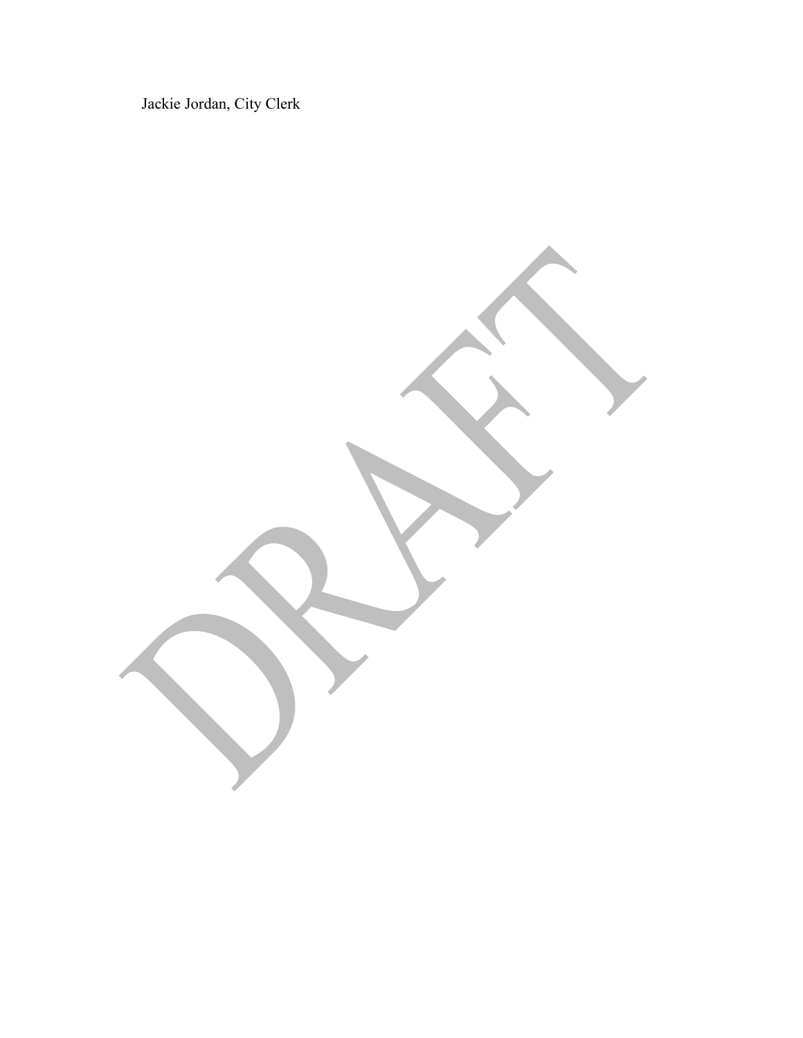Jackie Jordan, City Clerk

DRAFT